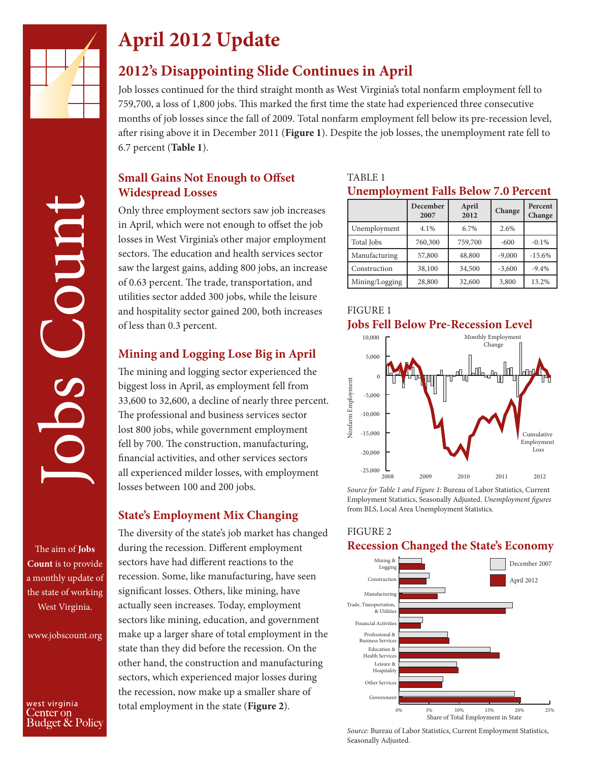# April 2012 Update

## 2012's Disappointing Slide Continues in April

Job losses continued for the third straight month as West Virginia's total nonfarm employment fell to 759,700, a loss of 1,800 jobs. This marked the first time the state had experienced three consecutive months of job losses since the fall of 2009. Total nonfarm employment fell below its pre-recession level, after rising above it in December 2011 (**Figure 1**). Despite the job losses, the unemployment rate fell to 6.7 percent (**Table 1**).

### Small Gains Not Enough to Offset Widespread Losses

Only three employment sectors saw job increases in April, which were not enough to offset the job losses in West Virginia's other major employment sectors. The education and health services sector saw the largest gains, adding 800 jobs, an increase of 0.63 percent. The trade, transportation, and utilities sector added 300 jobs, while the leisure and hospitality sector gained 200, both increases of less than 0.3 percent.

### Mining and Logging Lose Big in April

The mining and logging sector experienced the biggest loss in April, as employment fell from 33,600 to 32,600, a decline of nearly three percent. The professional and business services sector lost 800 jobs, while government employment fell by 700. The construction, manufacturing, financial activities, and other services sectors all experienced milder losses, with employment losses between 100 and 200 jobs.

### State's Employment Mix Changing

The diversity of the state's job market has changed during the recession. Different employment sectors have had different reactions to the recession. Some, like manufacturing, have seen significant losses. Others, like mining, have actually seen increases. Today, employment sectors like mining, education, and government make up a larger share of total employment in the state than they did before the recession. On the other hand, the construction and manufacturing sectors, which experienced major losses during the recession, now make up a smaller share of total employment in the state (**Figure 2**).

TABLE 1

**Unemployment Falls Below 7.0 Percent**

| | December 2007 | April 2012 | Change | Percent Change |
|---|---|---|---|---|
| Unemployment | 4.1% | 6.7% | 2.6% | |
| Total Jobs | 760,300 | 759,700 | -600 | -0.1% |
| Manufacturing | 57,800 | 48,800 | -9,000 | -15.6% |
| Construction | 38,100 | 34,500 | -3,600 | -9.4% |
| Mining/Logging | 28,800 | 32,600 | 3,800 | 13.2% |

FIGURE 1

**Jobs Fell Below Pre-Recession Level**

*Source for Table 1 and Figure 1*: Bureau of Labor Statistics, Current Employment Statistics, Seasonally Adjusted. *Unemployment figures* from BLS, Local Area Unemployment Statistics.

FIGURE 2

**Recession Changed the State's Economy**

*Source*: Bureau of Labor Statistics, Current Employment Statistics, Seasonally Adjusted.

The aim of **Jobs Count** is to provide a monthly update of the state of working West Virginia.

www.jobscount.org

west virginia Center on Budget & Policy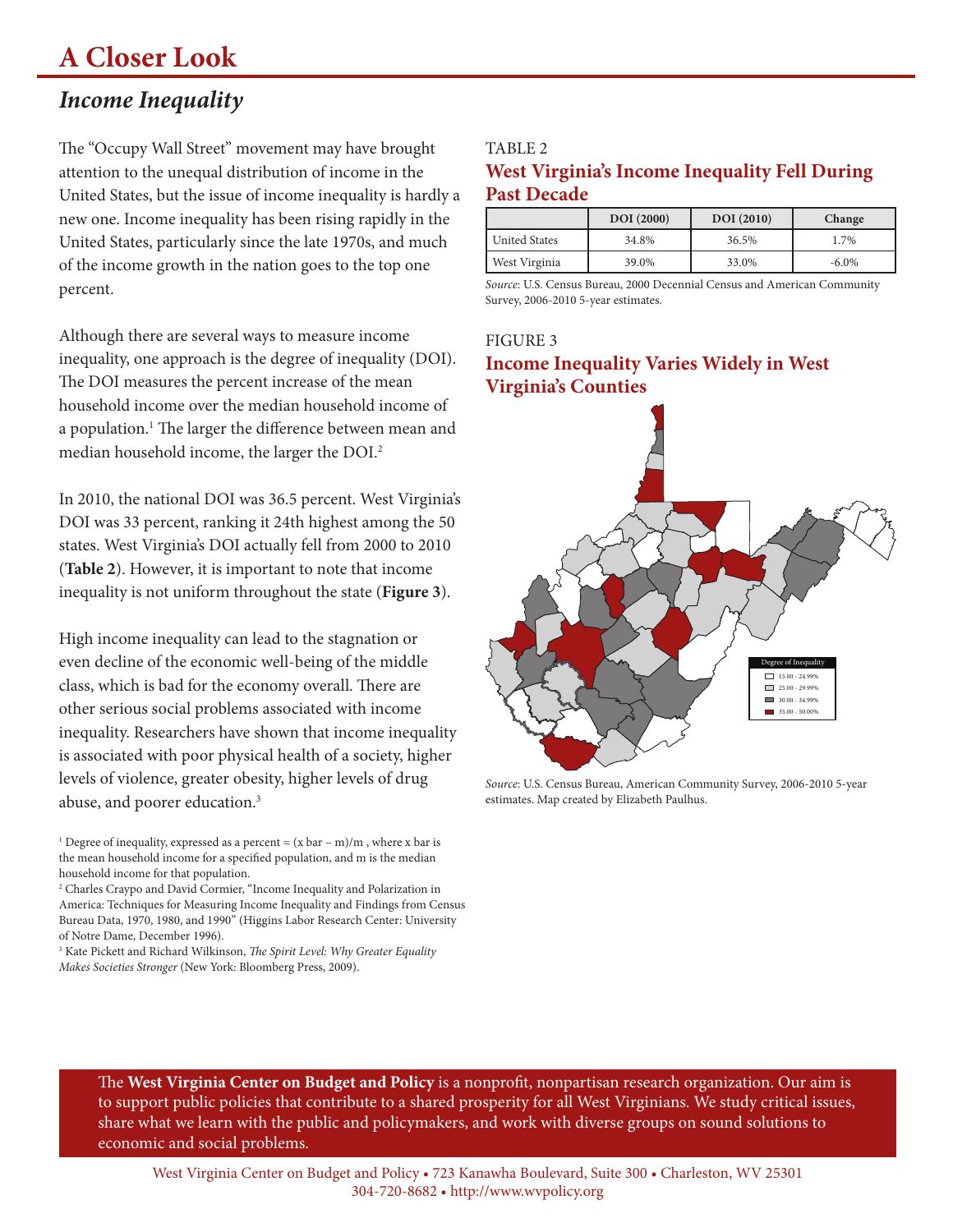# A Closer Look

## *Income Inequality*

The "Occupy Wall Street" movement may have brought attention to the unequal distribution of income in the United States, but the issue of income inequality is hardly a new one. Income inequality has been rising rapidly in the United States, particularly since the late 1970s, and much of the income growth in the nation goes to the top one percent.

Although there are several ways to measure income inequality, one approach is the degree of inequality (DOI). The DOI measures the percent increase of the mean household income over the median household income of a population.[1] The larger the difference between mean and median household income, the larger the DOI.[2]

In 2010, the national DOI was 36.5 percent. West Virginia's DOI was 33 percent, ranking it 24th highest among the 50 states. West Virginia's DOI actually fell from 2000 to 2010 (**Table 2**). However, it is important to note that income inequality is not uniform throughout the state (**Figure 3**).

High income inequality can lead to the stagnation or even decline of the economic well-being of the middle class, which is bad for the economy overall. There are other serious social problems associated with income inequality. Researchers have shown that income inequality is associated with poor physical health of a society, higher levels of violence, greater obesity, higher levels of drug abuse, and poorer education.[3]

[1] Degree of inequality, expressed as a percent = (x bar – m)/m , where x bar is the mean household income for a specified population, and m is the median household income for that population.

[2] Charles Craypo and David Cormier, "Income Inequality and Polarization in America: Techniques for Measuring Income Inequality and Findings from Census Bureau Data, 1970, 1980, and 1990" (Higgins Labor Research Center: University of Notre Dame, December 1996).

[3] Kate Pickett and Richard Wilkinson, *The Spirit Level: Why Greater Equality Makes Societies Stronger* (New York: Bloomberg Press, 2009).

TABLE 2

**West Virginia's Income Inequality Fell During Past Decade**

| | DOI (2000) | DOI (2010) | Change |
|---|---|---|---|
| United States | 34.8% | 36.5% | 1.7% |
| West Virginia | 39.0% | 33.0% | -6.0% |

*Source:* U.S. Census Bureau, 2000 Decennial Census and American Community Survey, 2006-2010 5-year estimates.

FIGURE 3

**Income Inequality Varies Widely in West Virginia's Counties**

Degree of Inequality
15.00 - 24.99%
25.00 - 29.99%
30.00 - 34.99%
35.00 - 50.00%

*Source*: U.S. Census Bureau, American Community Survey, 2006-2010 5-year estimates. Map created by Elizabeth Paulhus.

The **West Virginia Center on Budget and Policy** is a nonprofit, nonpartisan research organization. Our aim is to support public policies that contribute to a shared prosperity for all West Virginians. We study critical issues, share what we learn with the public and policymakers, and work with diverse groups on sound solutions to economic and social problems.

West Virginia Center on Budget and Policy • 723 Kanawha Boulevard, Suite 300 • Charleston, WV 25301
304-720-8682 • http://www.wvpolicy.org